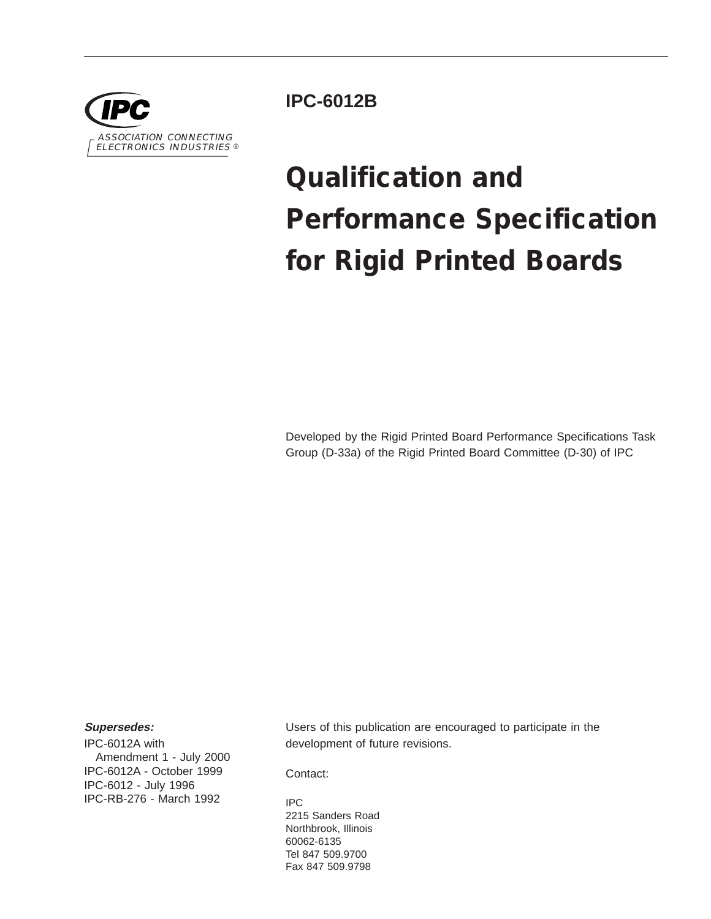IPC

ASSOCIATION CONNECTING ELECTRONICS INDUSTRIES ®

**IPC-6012B**

# Qualification and Performance Specification for Rigid Printed Boards

Developed by the Rigid Printed Board Performance Specifications Task Group (D-33a) of the Rigid Printed Board Committee (D-30) of IPC

***Supersedes:***

IPC-6012A with Amendment 1 - July 2000
IPC-6012A - October 1999
IPC-6012 - July 1996
IPC-RB-276 - March 1992

Users of this publication are encouraged to participate in the development of future revisions.

Contact:

IPC
2215 Sanders Road
Northbrook, Illinois
60062-6135
Tel 847 509.9700
Fax 847 509.9798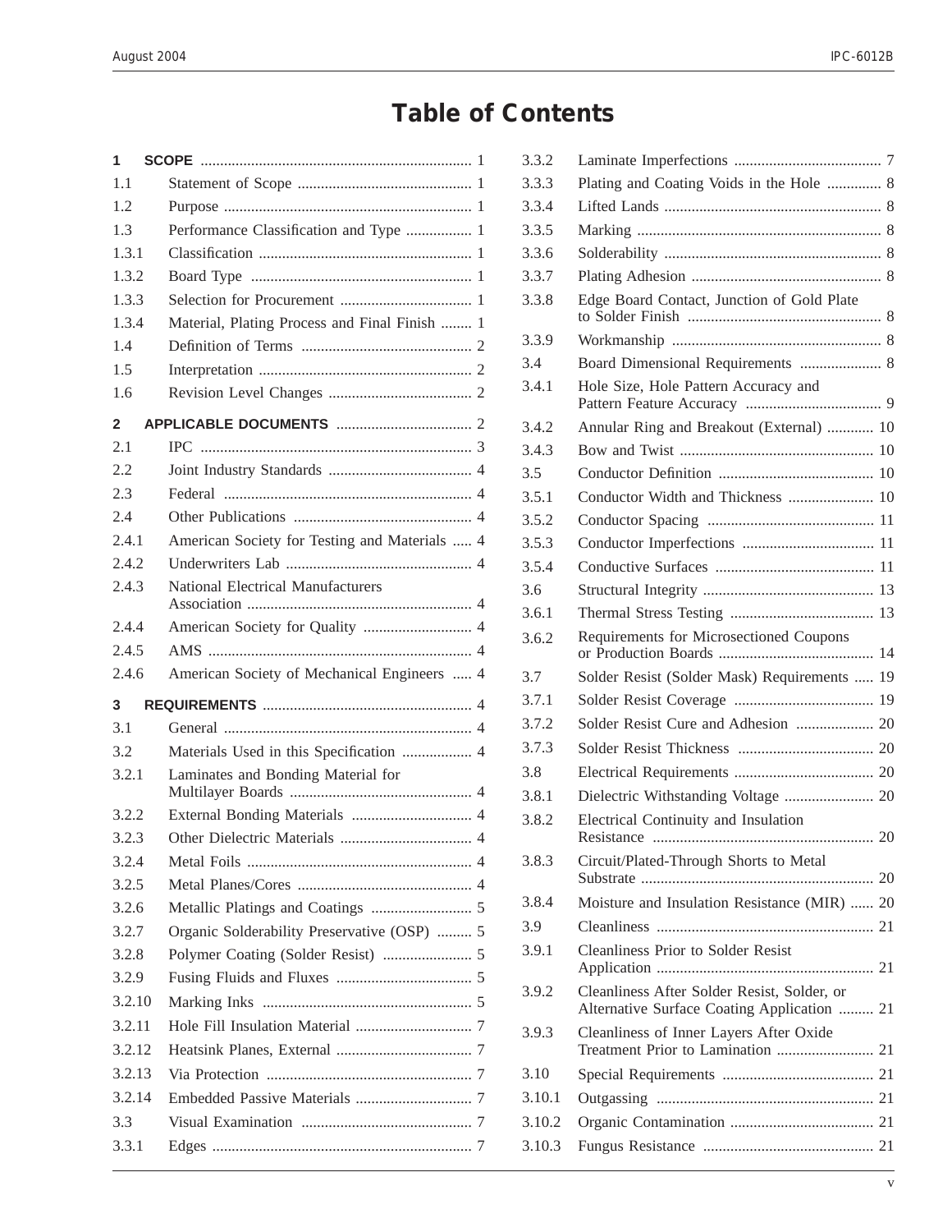# Table of Contents

| | | |
|---|---|---|
| **1** | **SCOPE** | 1 |
| 1.1 | Statement of Scope | 1 |
| 1.2 | Purpose | 1 |
| 1.3 | Performance Classification and Type | 1 |
| 1.3.1 | Classification | 1 |
| 1.3.2 | Board Type | 1 |
| 1.3.3 | Selection for Procurement | 1 |
| 1.3.4 | Material, Plating Process and Final Finish | 1 |
| 1.4 | Definition of Terms | 2 |
| 1.5 | Interpretation | 2 |
| 1.6 | Revision Level Changes | 2 |
| **2** | **APPLICABLE DOCUMENTS** | 2 |
| 2.1 | IPC | 3 |
| 2.2 | Joint Industry Standards | 4 |
| 2.3 | Federal | 4 |
| 2.4 | Other Publications | 4 |
| 2.4.1 | American Society for Testing and Materials | 4 |
| 2.4.2 | Underwriters Lab | 4 |
| 2.4.3 | National Electrical Manufacturers Association | 4 |
| 2.4.4 | American Society for Quality | 4 |
| 2.4.5 | AMS | 4 |
| 2.4.6 | American Society of Mechanical Engineers | 4 |
| **3** | **REQUIREMENTS** | 4 |
| 3.1 | General | 4 |
| 3.2 | Materials Used in this Specification | 4 |
| 3.2.1 | Laminates and Bonding Material for Multilayer Boards | 4 |
| 3.2.2 | External Bonding Materials | 4 |
| 3.2.3 | Other Dielectric Materials | 4 |
| 3.2.4 | Metal Foils | 4 |
| 3.2.5 | Metal Planes/Cores | 4 |
| 3.2.6 | Metallic Platings and Coatings | 5 |
| 3.2.7 | Organic Solderability Preservative (OSP) | 5 |
| 3.2.8 | Polymer Coating (Solder Resist) | 5 |
| 3.2.9 | Fusing Fluids and Fluxes | 5 |
| 3.2.10 | Marking Inks | 5 |
| 3.2.11 | Hole Fill Insulation Material | 7 |
| 3.2.12 | Heatsink Planes, External | 7 |
| 3.2.13 | Via Protection | 7 |
| 3.2.14 | Embedded Passive Materials | 7 |
| 3.3 | Visual Examination | 7 |
| 3.3.1 | Edges | 7 |
| 3.3.2 | Laminate Imperfections | 7 |
| 3.3.3 | Plating and Coating Voids in the Hole | 8 |
| 3.3.4 | Lifted Lands | 8 |
| 3.3.5 | Marking | 8 |
| 3.3.6 | Solderability | 8 |
| 3.3.7 | Plating Adhesion | 8 |
| 3.3.8 | Edge Board Contact, Junction of Gold Plate to Solder Finish | 8 |
| 3.3.9 | Workmanship | 8 |
| 3.4 | Board Dimensional Requirements | 8 |
| 3.4.1 | Hole Size, Hole Pattern Accuracy and Pattern Feature Accuracy | 9 |
| 3.4.2 | Annular Ring and Breakout (External) | 10 |
| 3.4.3 | Bow and Twist | 10 |
| 3.5 | Conductor Definition | 10 |
| 3.5.1 | Conductor Width and Thickness | 10 |
| 3.5.2 | Conductor Spacing | 11 |
| 3.5.3 | Conductor Imperfections | 11 |
| 3.5.4 | Conductive Surfaces | 11 |
| 3.6 | Structural Integrity | 13 |
| 3.6.1 | Thermal Stress Testing | 13 |
| 3.6.2 | Requirements for Microsectioned Coupons or Production Boards | 14 |
| 3.7 | Solder Resist (Solder Mask) Requirements | 19 |
| 3.7.1 | Solder Resist Coverage | 19 |
| 3.7.2 | Solder Resist Cure and Adhesion | 20 |
| 3.7.3 | Solder Resist Thickness | 20 |
| 3.8 | Electrical Requirements | 20 |
| 3.8.1 | Dielectric Withstanding Voltage | 20 |
| 3.8.2 | Electrical Continuity and Insulation Resistance | 20 |
| 3.8.3 | Circuit/Plated-Through Shorts to Metal Substrate | 20 |
| 3.8.4 | Moisture and Insulation Resistance (MIR) | 20 |
| 3.9 | Cleanliness | 21 |
| 3.9.1 | Cleanliness Prior to Solder Resist Application | 21 |
| 3.9.2 | Cleanliness After Solder Resist, Solder, or Alternative Surface Coating Application | 21 |
| 3.9.3 | Cleanliness of Inner Layers After Oxide Treatment Prior to Lamination | 21 |
| 3.10 | Special Requirements | 21 |
| 3.10.1 | Outgassing | 21 |
| 3.10.2 | Organic Contamination | 21 |
| 3.10.3 | Fungus Resistance | 21 |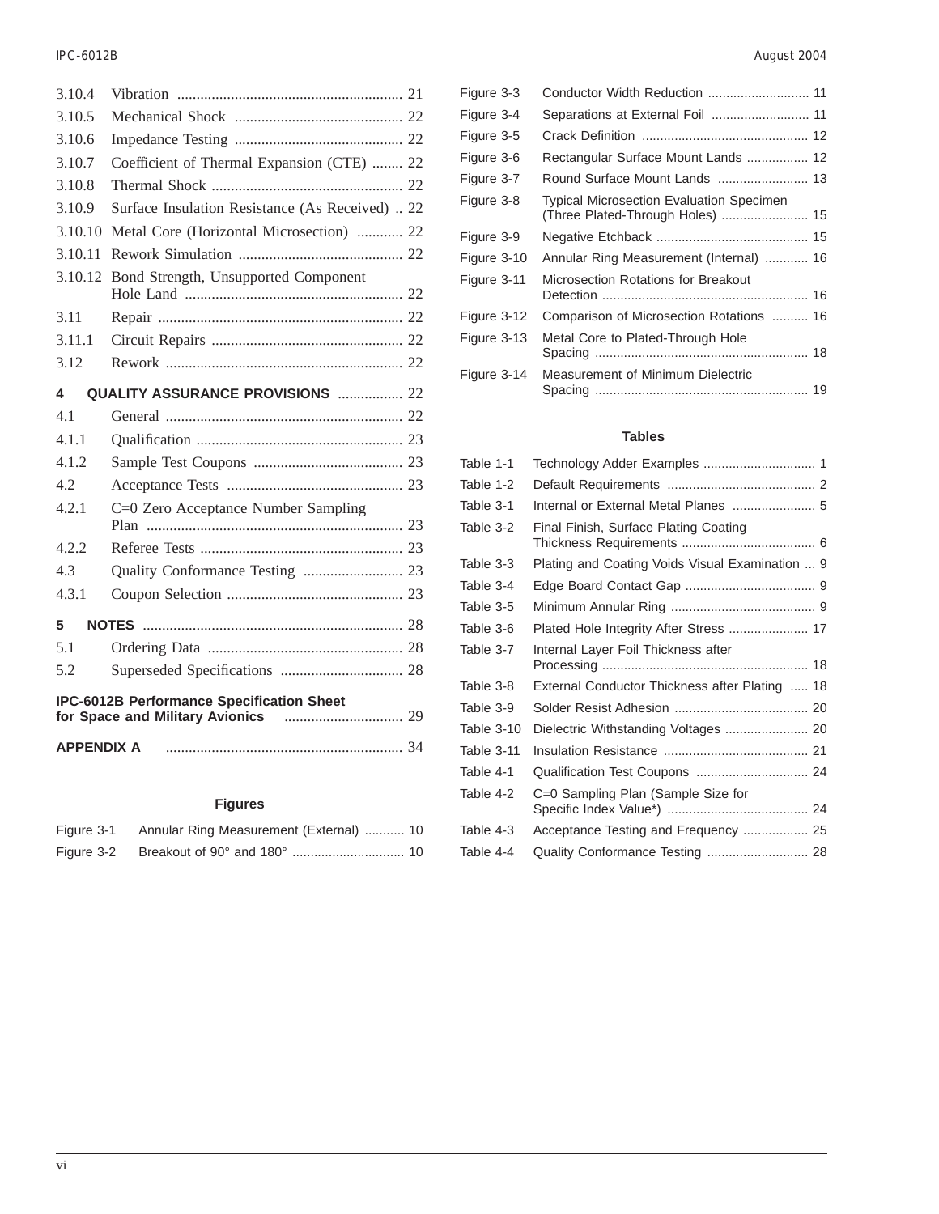3.10.4 Vibration ........................................................... 21

3.10.5 Mechanical Shock ............................................ 22

3.10.6 Impedance Testing ............................................ 22

3.10.7 Coefficient of Thermal Expansion (CTE) ........ 22

3.10.8 Thermal Shock .................................................. 22

3.10.9 Surface Insulation Resistance (As Received) .. 22

3.10.10 Metal Core (Horizontal Microsection) ............ 22

3.10.11 Rework Simulation ........................................... 22

3.10.12 Bond Strength, Unsupported Component Hole Land ......................................................... 22

3.11 Repair ................................................................ 22

3.11.1 Circuit Repairs .................................................. 22

3.12 Rework .............................................................. 22

**4 QUALITY ASSURANCE PROVISIONS** ................. 22

4.1 General .............................................................. 22

4.1.1 Qualification ...................................................... 23

4.1.2 Sample Test Coupons ....................................... 23

4.2 Acceptance Tests .............................................. 23

4.2.1 C=0 Zero Acceptance Number Sampling Plan ................................................................... 23

4.2.2 Referee Tests ..................................................... 23

4.3 Quality Conformance Testing .......................... 23

4.3.1 Coupon Selection .............................................. 23

**5 NOTES** .................................................................... 28

5.1 Ordering Data ................................................... 28

5.2 Superseded Specifications ................................ 28

**IPC-6012B Performance Specification Sheet for Space and Military Avionics** ............................... 29

**APPENDIX A** .............................................................. 34

## Figures

Figure 3-1 Annular Ring Measurement (External) ........... 10

Figure 3-2 Breakout of 90° and 180° .............................. 10

Figure 3-3 Conductor Width Reduction ............................ 11

Figure 3-4 Separations at External Foil ........................... 11

Figure 3-5 Crack Definition .............................................. 12

Figure 3-6 Rectangular Surface Mount Lands ................. 12

Figure 3-7 Round Surface Mount Lands ......................... 13

Figure 3-8 Typical Microsection Evaluation Specimen (Three Plated-Through Holes) ........................ 15

Figure 3-9 Negative Etchback .......................................... 15

Figure 3-10 Annular Ring Measurement (Internal) ............ 16

Figure 3-11 Microsection Rotations for Breakout Detection ......................................................... 16

Figure 3-12 Comparison of Microsection Rotations .......... 16

Figure 3-13 Metal Core to Plated-Through Hole Spacing ........................................................... 18

Figure 3-14 Measurement of Minimum Dielectric Spacing ........................................................... 19

## Tables

Table 1-1 Technology Adder Examples ............................... 1

Table 1-2 Default Requirements ......................................... 2

Table 3-1 Internal or External Metal Planes ....................... 5

Table 3-2 Final Finish, Surface Plating Coating Thickness Requirements ..................................... 6

Table 3-3 Plating and Coating Voids Visual Examination ... 9

Table 3-4 Edge Board Contact Gap .................................... 9

Table 3-5 Minimum Annular Ring ........................................ 9

Table 3-6 Plated Hole Integrity After Stress ...................... 17

Table 3-7 Internal Layer Foil Thickness after Processing ......................................................... 18

Table 3-8 External Conductor Thickness after Plating ..... 18

Table 3-9 Solder Resist Adhesion ..................................... 20

Table 3-10 Dielectric Withstanding Voltages ....................... 20

Table 3-11 Insulation Resistance ........................................ 21

Table 4-1 Qualification Test Coupons ............................... 24

Table 4-2 C=0 Sampling Plan (Sample Size for Specific Index Value*) ....................................... 24

Table 4-3 Acceptance Testing and Frequency .................. 25

Table 4-4 Quality Conformance Testing ............................ 28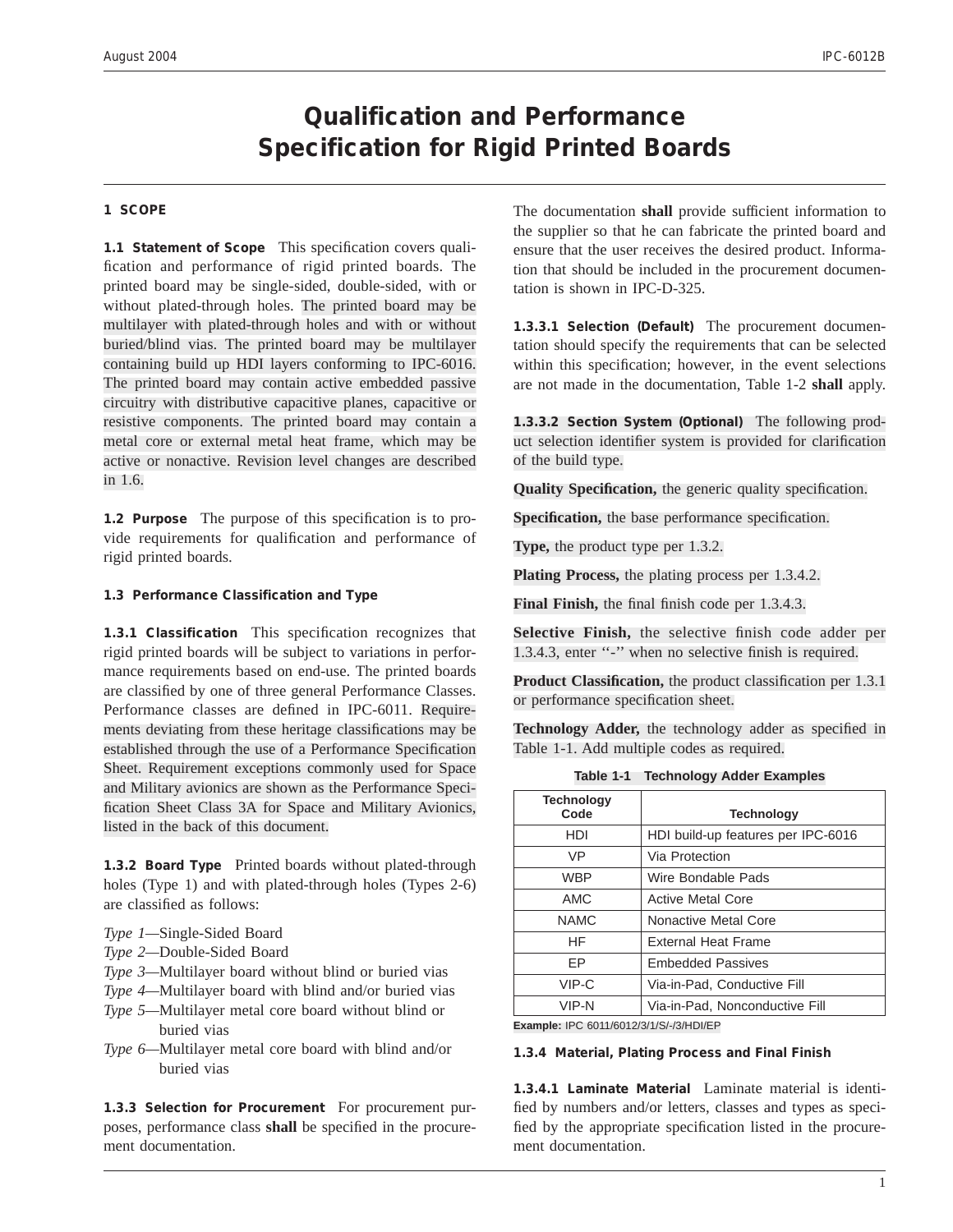# Qualification and Performance Specification for Rigid Printed Boards

## 1 SCOPE

**1.1 Statement of Scope** This specification covers qualification and performance of rigid printed boards. The printed board may be single-sided, double-sided, with or without plated-through holes. The printed board may be multilayer with plated-through holes and with or without buried/blind vias. The printed board may be multilayer containing build up HDI layers conforming to IPC-6016. The printed board may contain active embedded passive circuitry with distributive capacitive planes, capacitive or resistive components. The printed board may contain a metal core or external metal heat frame, which may be active or nonactive. Revision level changes are described in 1.6.

**1.2 Purpose** The purpose of this specification is to provide requirements for qualification and performance of rigid printed boards.

### 1.3 Performance Classification and Type

**1.3.1 Classification** This specification recognizes that rigid printed boards will be subject to variations in performance requirements based on end-use. The printed boards are classified by one of three general Performance Classes. Performance classes are defined in IPC-6011. Requirements deviating from these heritage classifications may be established through the use of a Performance Specification Sheet. Requirement exceptions commonly used for Space and Military avionics are shown as the Performance Specification Sheet Class 3A for Space and Military Avionics, listed in the back of this document.

**1.3.2 Board Type** Printed boards without plated-through holes (Type 1) and with plated-through holes (Types 2-6) are classified as follows:

*Type 1*—Single-Sided Board
*Type 2*—Double-Sided Board
*Type 3*—Multilayer board without blind or buried vias
*Type 4*—Multilayer board with blind and/or buried vias
*Type 5*—Multilayer metal core board without blind or buried vias
*Type 6*—Multilayer metal core board with blind and/or buried vias

**1.3.3 Selection for Procurement** For procurement purposes, performance class **shall** be specified in the procurement documentation.

The documentation **shall** provide sufficient information to the supplier so that he can fabricate the printed board and ensure that the user receives the desired product. Information that should be included in the procurement documentation is shown in IPC-D-325.

**1.3.3.1 Selection (Default)** The procurement documentation should specify the requirements that can be selected within this specification; however, in the event selections are not made in the documentation, Table 1-2 **shall** apply.

**1.3.3.2 Section System (Optional)** The following product selection identifier system is provided for clarification of the build type.

**Quality Specification,** the generic quality specification.

**Specification,** the base performance specification.

**Type,** the product type per 1.3.2.

**Plating Process,** the plating process per 1.3.4.2.

**Final Finish,** the final finish code per 1.3.4.3.

**Selective Finish,** the selective finish code adder per 1.3.4.3, enter ''-'' when no selective finish is required.

**Product Classification,** the product classification per 1.3.1 or performance specification sheet.

**Technology Adder,** the technology adder as specified in Table 1-1. Add multiple codes as required.

**Table 1-1 Technology Adder Examples**

| Technology Code | Technology |
|---|---|
| HDI | HDI build-up features per IPC-6016 |
| VP | Via Protection |
| WBP | Wire Bondable Pads |
| AMC | Active Metal Core |
| NAMC | Nonactive Metal Core |
| HF | External Heat Frame |
| EP | Embedded Passives |
| VIP-C | Via-in-Pad, Conductive Fill |
| VIP-N | Via-in-Pad, Nonconductive Fill |

**Example:** IPC 6011/6012/3/1/S/-/3/HDI/EP

### 1.3.4 Material, Plating Process and Final Finish

**1.3.4.1 Laminate Material** Laminate material is identified by numbers and/or letters, classes and types as specified by the appropriate specification listed in the procurement documentation.